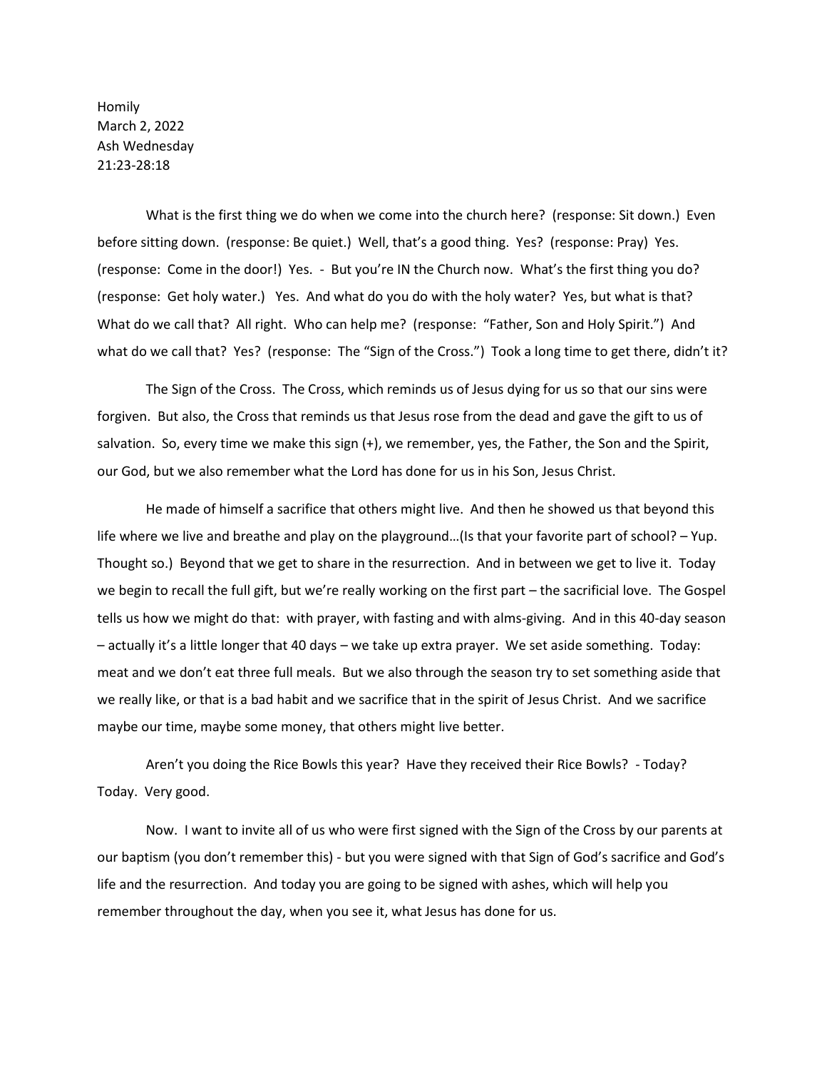Homily
March 2, 2022
Ash Wednesday
21:23-28:18

What is the first thing we do when we come into the church here? (response: Sit down.) Even before sitting down. (response: Be quiet.) Well, that's a good thing. Yes? (response: Pray) Yes. (response: Come in the door!) Yes. - But you're IN the Church now. What's the first thing you do? (response: Get holy water.) Yes. And what do you do with the holy water? Yes, but what is that? What do we call that? All right. Who can help me? (response: "Father, Son and Holy Spirit.") And what do we call that? Yes? (response: The "Sign of the Cross.") Took a long time to get there, didn't it?

The Sign of the Cross. The Cross, which reminds us of Jesus dying for us so that our sins were forgiven. But also, the Cross that reminds us that Jesus rose from the dead and gave the gift to us of salvation. So, every time we make this sign (+), we remember, yes, the Father, the Son and the Spirit, our God, but we also remember what the Lord has done for us in his Son, Jesus Christ.

He made of himself a sacrifice that others might live. And then he showed us that beyond this life where we live and breathe and play on the playground…(Is that your favorite part of school? – Yup. Thought so.) Beyond that we get to share in the resurrection. And in between we get to live it. Today we begin to recall the full gift, but we're really working on the first part – the sacrificial love. The Gospel tells us how we might do that: with prayer, with fasting and with alms-giving. And in this 40-day season – actually it's a little longer that 40 days – we take up extra prayer. We set aside something. Today: meat and we don't eat three full meals. But we also through the season try to set something aside that we really like, or that is a bad habit and we sacrifice that in the spirit of Jesus Christ. And we sacrifice maybe our time, maybe some money, that others might live better.

Aren't you doing the Rice Bowls this year? Have they received their Rice Bowls? - Today? Today. Very good.

Now. I want to invite all of us who were first signed with the Sign of the Cross by our parents at our baptism (you don't remember this) - but you were signed with that Sign of God's sacrifice and God's life and the resurrection. And today you are going to be signed with ashes, which will help you remember throughout the day, when you see it, what Jesus has done for us.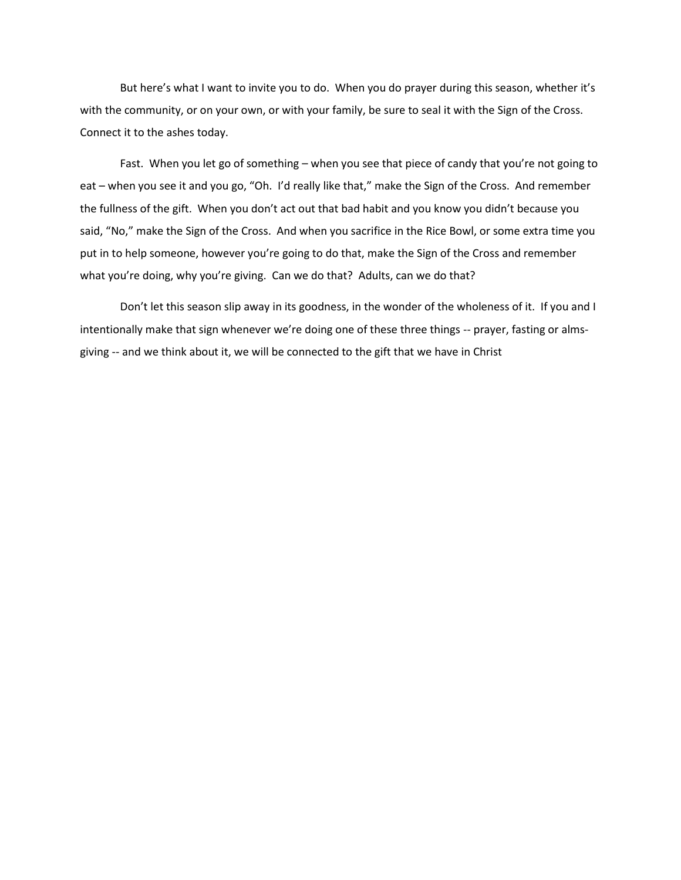But here's what I want to invite you to do. When you do prayer during this season, whether it's with the community, or on your own, or with your family, be sure to seal it with the Sign of the Cross. Connect it to the ashes today.

Fast. When you let go of something – when you see that piece of candy that you're not going to eat – when you see it and you go, "Oh. I'd really like that," make the Sign of the Cross. And remember the fullness of the gift. When you don't act out that bad habit and you know you didn't because you said, "No," make the Sign of the Cross. And when you sacrifice in the Rice Bowl, or some extra time you put in to help someone, however you're going to do that, make the Sign of the Cross and remember what you're doing, why you're giving. Can we do that? Adults, can we do that?

Don't let this season slip away in its goodness, in the wonder of the wholeness of it. If you and I intentionally make that sign whenever we're doing one of these three things -- prayer, fasting or alms-giving -- and we think about it, we will be connected to the gift that we have in Christ